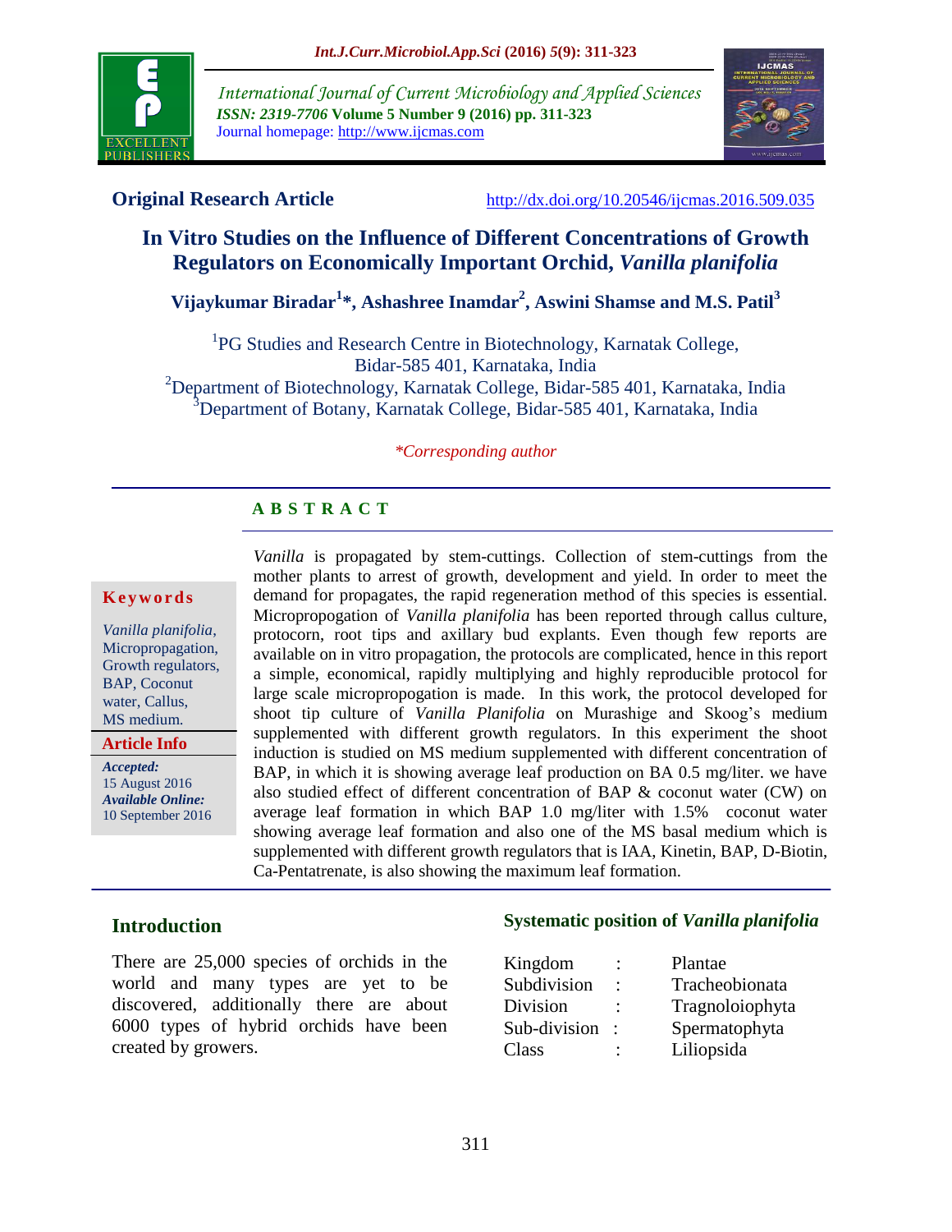**Original Research Article** http://dx.doi.org/10.20546/ijcmas.2016.509.035

# In Vitro Studies on the Influence of Different Concentrations of Growth Regulators on Economically Important Orchid, *Vanilla planifolia*

**Vijaykumar Biradar[1]*, Ashashree Inamdar[2], Aswini Shamse and M.S. Patil[3]**

[1]PG Studies and Research Centre in Biotechnology, Karnatak College, Bidar-585 401, Karnataka, India
[2]Department of Biotechnology, Karnatak College, Bidar-585 401, Karnataka, India
[3]Department of Botany, Karnatak College, Bidar-585 401, Karnataka, India

**Corresponding author*

## A B S T R A C T

**Keywords**

*Vanilla planifolia*, Micropropagation, Growth regulators, BAP, Coconut water, Callus, MS medium.

**Article Info**

***Accepted:*** 15 August 2016
***Available Online:*** 10 September 2016

*Vanilla* is propagated by stem-cuttings. Collection of stem-cuttings from the mother plants to arrest of growth, development and yield. In order to meet the demand for propagates, the rapid regeneration method of this species is essential. Micropropogation of *Vanilla planifolia* has been reported through callus culture, protocorn, root tips and axillary bud explants. Even though few reports are available on in vitro propagation, the protocols are complicated, hence in this report a simple, economical, rapidly multiplying and highly reproducible protocol for large scale micropropogation is made. In this work, the protocol developed for shoot tip culture of *Vanilla Planifolia* on Murashige and Skoog's medium supplemented with different growth regulators. In this experiment the shoot induction is studied on MS medium supplemented with different concentration of BAP, in which it is showing average leaf production on BA 0.5 mg/liter. we have also studied effect of different concentration of BAP & coconut water (CW) on average leaf formation in which BAP 1.0 mg/liter with 1.5% coconut water showing average leaf formation and also one of the MS basal medium which is supplemented with different growth regulators that is IAA, Kinetin, BAP, D-Biotin, Ca-Pentatrenate, is also showing the maximum leaf formation.

## Introduction

There are 25,000 species of orchids in the world and many types are yet to be discovered, additionally there are about 6000 types of hybrid orchids have been created by growers.

### Systematic position of *Vanilla planifolia*

| | | |
|---|---|---|
| Kingdom | : | Plantae |
| Subdivision | : | Tracheobionata |
| Division | : | Tragnoloiophyta |
| Sub-division | : | Spermatophyta |
| Class | : | Liliopsida |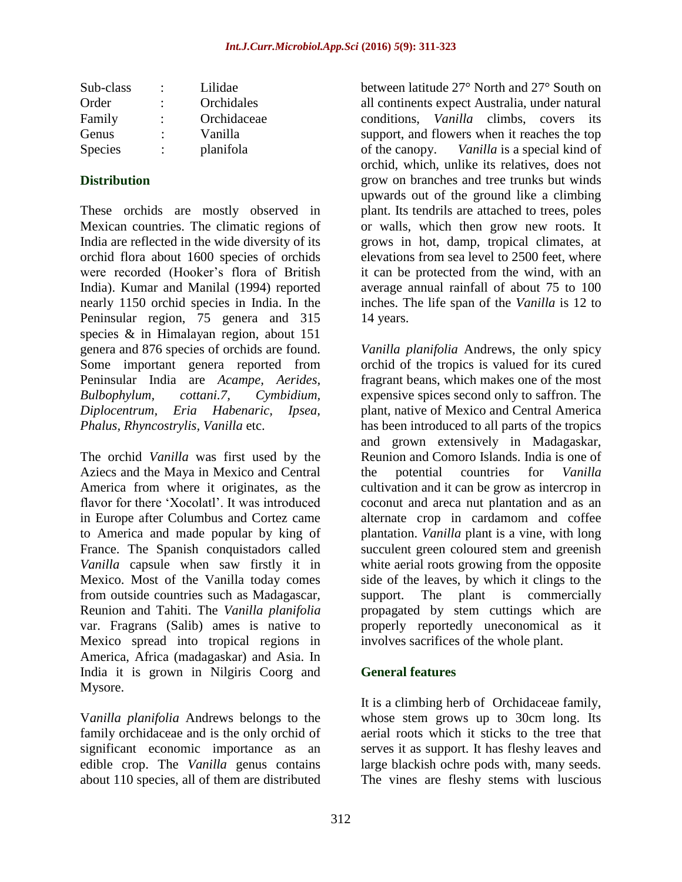| Sub-class | : | Lilidae |
|---|---|---|
| Order | : | Orchidales |
| Family | : | Orchidaceae |
| Genus | : | Vanilla |
| Species | : | planifola |

## Distribution

These orchids are mostly observed in Mexican countries. The climatic regions of India are reflected in the wide diversity of its orchid flora about 1600 species of orchids were recorded (Hooker's flora of British India). Kumar and Manilal (1994) reported nearly 1150 orchid species in India. In the Peninsular region, 75 genera and 315 species & in Himalayan region, about 151 genera and 876 species of orchids are found. Some important genera reported from Peninsular India are *Acampe, Aerides, Bulbophylum, cottani.7, Cymbidium, Diplocentrum, Eria Habenaric, Ipsea, Phalus, Rhyncostrylis, Vanilla* etc.

The orchid *Vanilla* was first used by the Aziecs and the Maya in Mexico and Central America from where it originates, as the flavor for there 'Xocolatl'. It was introduced in Europe after Columbus and Cortez came to America and made popular by king of France. The Spanish conquistadors called *Vanilla* capsule when saw firstly it in Mexico. Most of the Vanilla today comes from outside countries such as Madagascar, Reunion and Tahiti. The *Vanilla planifolia* var. Fragrans (Salib) ames is native to Mexico spread into tropical regions in America, Africa (madagaskar) and Asia. In India it is grown in Nilgiris Coorg and Mysore.

V*anilla planifolia* Andrews belongs to the family orchidaceae and is the only orchid of significant economic importance as an edible crop. The *Vanilla* genus contains about 110 species, all of them are distributed between latitude 27° North and 27° South on all continents expect Australia, under natural conditions, *Vanilla* climbs, covers its support, and flowers when it reaches the top of the canopy. *Vanilla* is a special kind of orchid, which, unlike its relatives, does not grow on branches and tree trunks but winds upwards out of the ground like a climbing plant. Its tendrils are attached to trees, poles or walls, which then grow new roots. It grows in hot, damp, tropical climates, at elevations from sea level to 2500 feet, where it can be protected from the wind, with an average annual rainfall of about 75 to 100 inches. The life span of the *Vanilla* is 12 to 14 years.

*Vanilla planifolia* Andrews, the only spicy orchid of the tropics is valued for its cured fragrant beans, which makes one of the most expensive spices second only to saffron. The plant, native of Mexico and Central America has been introduced to all parts of the tropics and grown extensively in Madagaskar, Reunion and Comoro Islands. India is one of the potential countries for *Vanilla* cultivation and it can be grow as intercrop in coconut and areca nut plantation and as an alternate crop in cardamom and coffee plantation. *Vanilla* plant is a vine, with long succulent green coloured stem and greenish white aerial roots growing from the opposite side of the leaves, by which it clings to the support. The plant is commercially propagated by stem cuttings which are properly reportedly uneconomical as it involves sacrifices of the whole plant.

## General features

It is a climbing herb of Orchidaceae family, whose stem grows up to 30cm long. Its aerial roots which it sticks to the tree that serves it as support. It has fleshy leaves and large blackish ochre pods with, many seeds. The vines are fleshy stems with luscious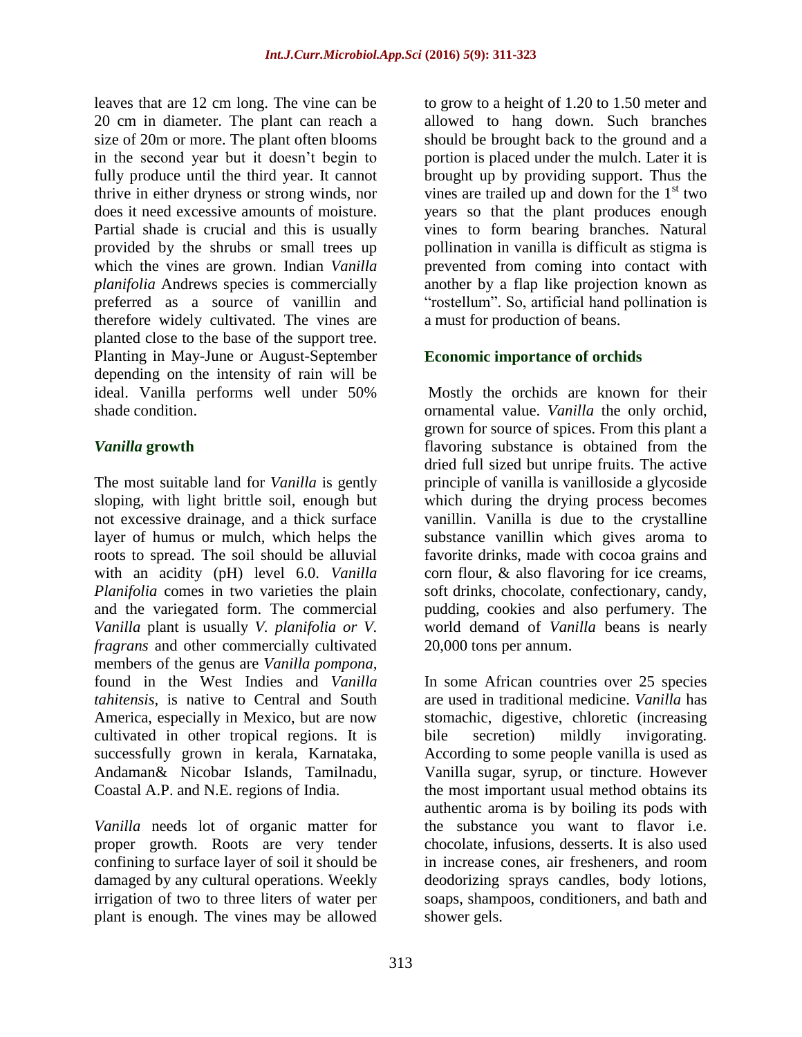leaves that are 12 cm long. The vine can be 20 cm in diameter. The plant can reach a size of 20m or more. The plant often blooms in the second year but it doesn't begin to fully produce until the third year. It cannot thrive in either dryness or strong winds, nor does it need excessive amounts of moisture. Partial shade is crucial and this is usually provided by the shrubs or small trees up which the vines are grown. Indian *Vanilla planifolia* Andrews species is commercially preferred as a source of vanillin and therefore widely cultivated. The vines are planted close to the base of the support tree. Planting in May-June or August-September depending on the intensity of rain will be ideal. Vanilla performs well under 50% shade condition.

## *Vanilla* growth

The most suitable land for *Vanilla* is gently sloping, with light brittle soil, enough but not excessive drainage, and a thick surface layer of humus or mulch, which helps the roots to spread. The soil should be alluvial with an acidity (pH) level 6.0. *Vanilla Planifolia* comes in two varieties the plain and the variegated form. The commercial *Vanilla* plant is usually *V. planifolia or V. fragrans* and other commercially cultivated members of the genus are *Vanilla pompona*, found in the West Indies and *Vanilla tahitensis*, is native to Central and South America, especially in Mexico, but are now cultivated in other tropical regions. It is successfully grown in kerala, Karnataka, Andaman& Nicobar Islands, Tamilnadu, Coastal A.P. and N.E. regions of India.

*Vanilla* needs lot of organic matter for proper growth. Roots are very tender confining to surface layer of soil it should be damaged by any cultural operations. Weekly irrigation of two to three liters of water per plant is enough. The vines may be allowed to grow to a height of 1.20 to 1.50 meter and allowed to hang down. Such branches should be brought back to the ground and a portion is placed under the mulch. Later it is brought up by providing support. Thus the vines are trailed up and down for the 1st two years so that the plant produces enough vines to form bearing branches. Natural pollination in vanilla is difficult as stigma is prevented from coming into contact with another by a flap like projection known as "rostellum". So, artificial hand pollination is a must for production of beans.

## Economic importance of orchids

Mostly the orchids are known for their ornamental value. *Vanilla* the only orchid, grown for source of spices. From this plant a flavoring substance is obtained from the dried full sized but unripe fruits. The active principle of vanilla is vanilloside a glycoside which during the drying process becomes vanillin. Vanilla is due to the crystalline substance vanillin which gives aroma to favorite drinks, made with cocoa grains and corn flour, & also flavoring for ice creams, soft drinks, chocolate, confectionary, candy, pudding, cookies and also perfumery. The world demand of *Vanilla* beans is nearly 20,000 tons per annum.

In some African countries over 25 species are used in traditional medicine. *Vanilla* has stomachic, digestive, chloretic (increasing bile secretion) mildly invigorating. According to some people vanilla is used as Vanilla sugar, syrup, or tincture. However the most important usual method obtains its authentic aroma is by boiling its pods with the substance you want to flavor i.e. chocolate, infusions, desserts. It is also used in increase cones, air fresheners, and room deodorizing sprays candles, body lotions, soaps, shampoos, conditioners, and bath and shower gels.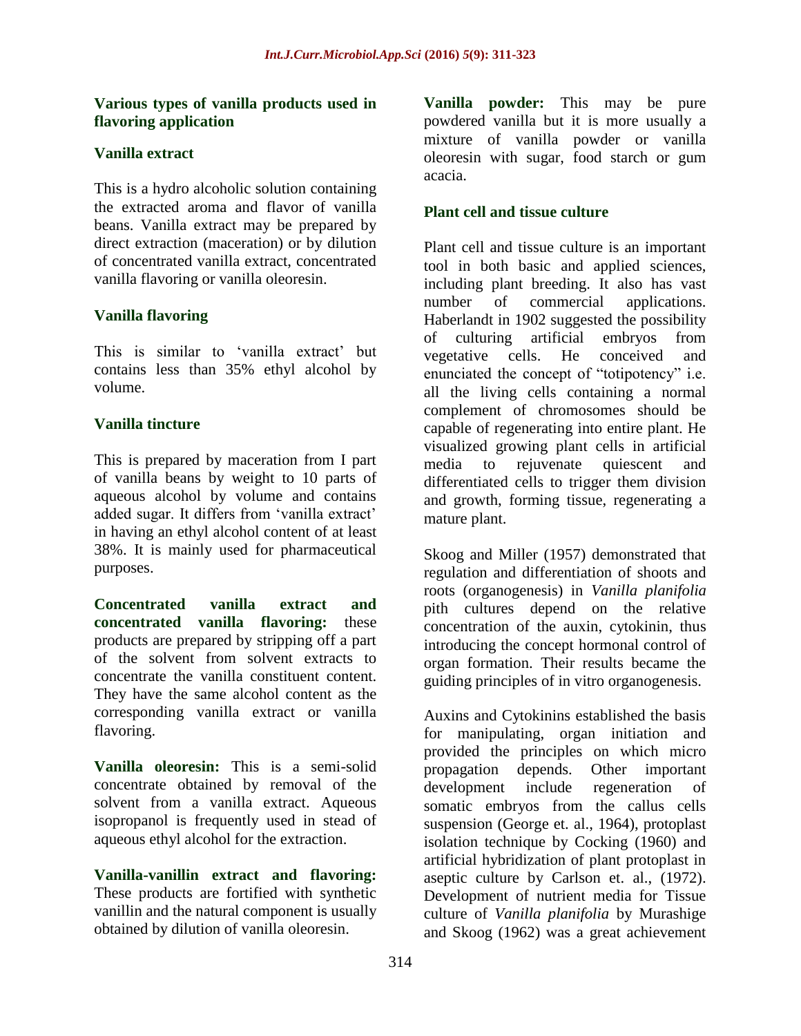### Various types of vanilla products used in flavoring application

### Vanilla extract

This is a hydro alcoholic solution containing the extracted aroma and flavor of vanilla beans. Vanilla extract may be prepared by direct extraction (maceration) or by dilution of concentrated vanilla extract, concentrated vanilla flavoring or vanilla oleoresin.

### Vanilla flavoring

This is similar to 'vanilla extract' but contains less than 35% ethyl alcohol by volume.

### Vanilla tincture

This is prepared by maceration from I part of vanilla beans by weight to 10 parts of aqueous alcohol by volume and contains added sugar. It differs from 'vanilla extract' in having an ethyl alcohol content of at least 38%. It is mainly used for pharmaceutical purposes.

**Concentrated vanilla extract and concentrated vanilla flavoring:** these products are prepared by stripping off a part of the solvent from solvent extracts to concentrate the vanilla constituent content. They have the same alcohol content as the corresponding vanilla extract or vanilla flavoring.

**Vanilla oleoresin:** This is a semi-solid concentrate obtained by removal of the solvent from a vanilla extract. Aqueous isopropanol is frequently used in stead of aqueous ethyl alcohol for the extraction.

**Vanilla-vanillin extract and flavoring:** These products are fortified with synthetic vanillin and the natural component is usually obtained by dilution of vanilla oleoresin.

**Vanilla powder:** This may be pure powdered vanilla but it is more usually a mixture of vanilla powder or vanilla oleoresin with sugar, food starch or gum acacia.

### Plant cell and tissue culture

Plant cell and tissue culture is an important tool in both basic and applied sciences, including plant breeding. It also has vast number of commercial applications. Haberlandt in 1902 suggested the possibility of culturing artificial embryos from vegetative cells. He conceived and enunciated the concept of "totipotency" i.e. all the living cells containing a normal complement of chromosomes should be capable of regenerating into entire plant. He visualized growing plant cells in artificial media to rejuvenate quiescent and differentiated cells to trigger them division and growth, forming tissue, regenerating a mature plant.

Skoog and Miller (1957) demonstrated that regulation and differentiation of shoots and roots (organogenesis) in *Vanilla planifolia* pith cultures depend on the relative concentration of the auxin, cytokinin, thus introducing the concept hormonal control of organ formation. Their results became the guiding principles of in vitro organogenesis.

Auxins and Cytokinins established the basis for manipulating, organ initiation and provided the principles on which micro propagation depends. Other important development include regeneration of somatic embryos from the callus cells suspension (George et. al., 1964), protoplast isolation technique by Cocking (1960) and artificial hybridization of plant protoplast in aseptic culture by Carlson et. al., (1972). Development of nutrient media for Tissue culture of *Vanilla planifolia* by Murashige and Skoog (1962) was a great achievement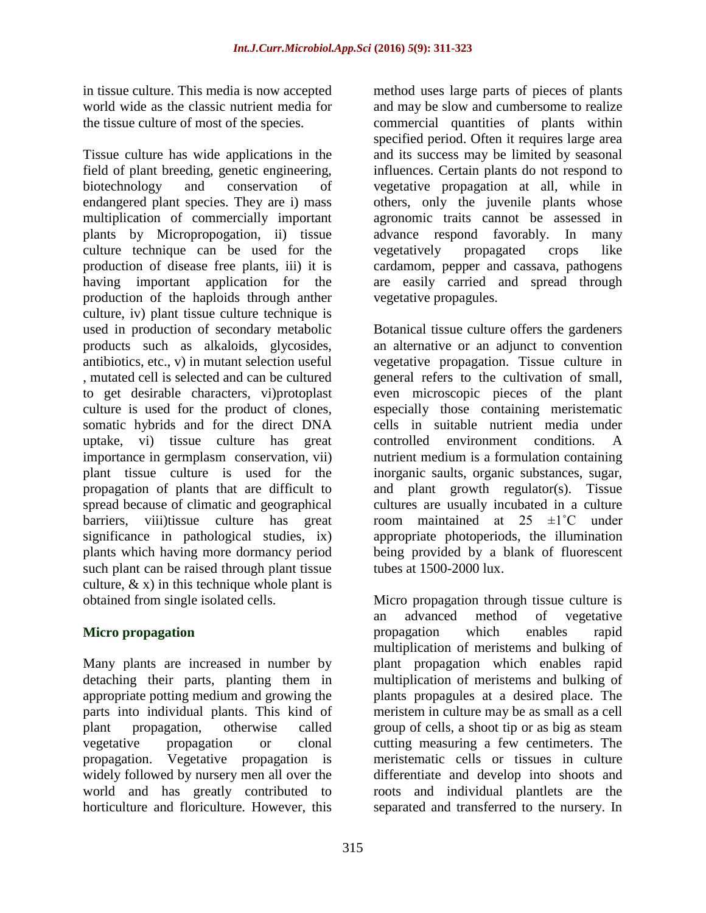in tissue culture. This media is now accepted world wide as the classic nutrient media for the tissue culture of most of the species.

Tissue culture has wide applications in the field of plant breeding, genetic engineering, biotechnology and conservation of endangered plant species. They are i) mass multiplication of commercially important plants by Micropropogation, ii) tissue culture technique can be used for the production of disease free plants, iii) it is having important application for the production of the haploids through anther culture, iv) plant tissue culture technique is used in production of secondary metabolic products such as alkaloids, glycosides, antibiotics, etc., v) in mutant selection useful , mutated cell is selected and can be cultured to get desirable characters, vi)protoplast culture is used for the product of clones, somatic hybrids and for the direct DNA uptake, vi) tissue culture has great importance in germplasm conservation, vii) plant tissue culture is used for the propagation of plants that are difficult to spread because of climatic and geographical barriers, viii)tissue culture has great significance in pathological studies, ix) plants which having more dormancy period such plant can be raised through plant tissue culture, & x) in this technique whole plant is obtained from single isolated cells.

## Micro propagation

Many plants are increased in number by detaching their parts, planting them in appropriate potting medium and growing the parts into individual plants. This kind of plant propagation, otherwise called vegetative propagation or clonal propagation. Vegetative propagation is widely followed by nursery men all over the world and has greatly contributed to horticulture and floriculture. However, this method uses large parts of pieces of plants and may be slow and cumbersome to realize commercial quantities of plants within specified period. Often it requires large area and its success may be limited by seasonal influences. Certain plants do not respond to vegetative propagation at all, while in others, only the juvenile plants whose agronomic traits cannot be assessed in advance respond favorably. In many vegetatively propagated crops like cardamom, pepper and cassava, pathogens are easily carried and spread through vegetative propagules.

Botanical tissue culture offers the gardeners an alternative or an adjunct to convention vegetative propagation. Tissue culture in general refers to the cultivation of small, even microscopic pieces of the plant especially those containing meristematic cells in suitable nutrient media under controlled environment conditions. A nutrient medium is a formulation containing inorganic saults, organic substances, sugar, and plant growth regulator(s). Tissue cultures are usually incubated in a culture room maintained at 25 ±1˚C under appropriate photoperiods, the illumination being provided by a blank of fluorescent tubes at 1500-2000 lux.

Micro propagation through tissue culture is an advanced method of vegetative propagation which enables rapid multiplication of meristems and bulking of plant propagation which enables rapid multiplication of meristems and bulking of plants propagules at a desired place. The meristem in culture may be as small as a cell group of cells, a shoot tip or as big as steam cutting measuring a few centimeters. The meristematic cells or tissues in culture differentiate and develop into shoots and roots and individual plantlets are the separated and transferred to the nursery. In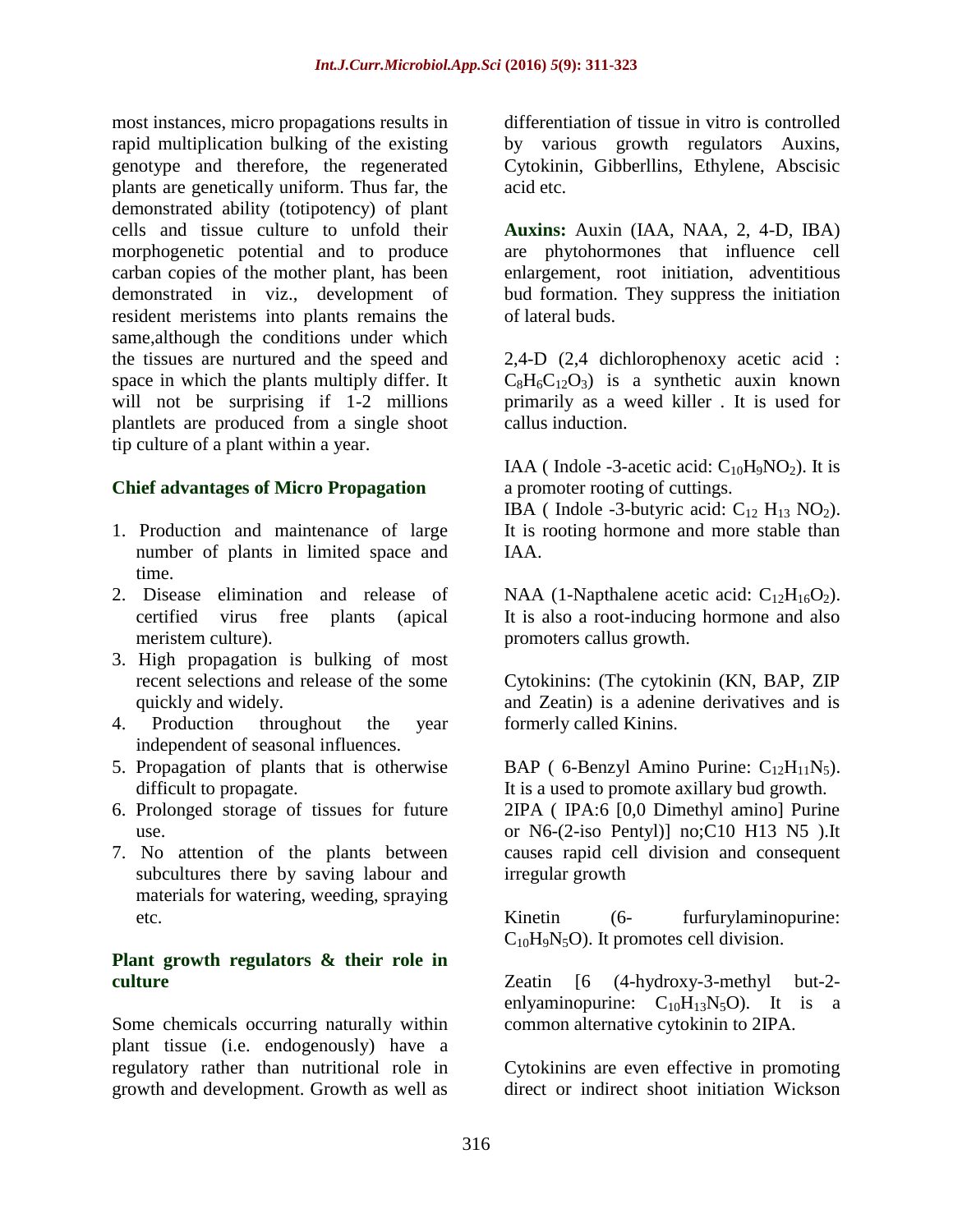most instances, micro propagations results in rapid multiplication bulking of the existing genotype and therefore, the regenerated plants are genetically uniform. Thus far, the demonstrated ability (totipotency) of plant cells and tissue culture to unfold their morphogenetic potential and to produce carban copies of the mother plant, has been demonstrated in viz., development of resident meristems into plants remains the same,although the conditions under which the tissues are nurtured and the speed and space in which the plants multiply differ. It will not be surprising if 1-2 millions plantlets are produced from a single shoot tip culture of a plant within a year.

### Chief advantages of Micro Propagation

1. Production and maintenance of large number of plants in limited space and time.
2. Disease elimination and release of certified virus free plants (apical meristem culture).
3. High propagation is bulking of most recent selections and release of the some quickly and widely.
4. Production throughout the year independent of seasonal influences.
5. Propagation of plants that is otherwise difficult to propagate.
6. Prolonged storage of tissues for future use.
7. No attention of the plants between subcultures there by saving labour and materials for watering, weeding, spraying etc.

### Plant growth regulators & their role in culture

Some chemicals occurring naturally within plant tissue (i.e. endogenously) have a regulatory rather than nutritional role in growth and development. Growth as well as differentiation of tissue in vitro is controlled by various growth regulators Auxins, Cytokinin, Gibberllins, Ethylene, Abscisic acid etc.

**Auxins:** Auxin (IAA, NAA, 2, 4-D, IBA) are phytohormones that influence cell enlargement, root initiation, adventitious bud formation. They suppress the initiation of lateral buds.

2,4-D (2,4 dichlorophenoxy acetic acid : $C_8H_6C_{12}O_3$) is a synthetic auxin known primarily as a weed killer . It is used for callus induction.

IAA ( Indole -3-acetic acid: $C_{10}H_9NO_2$). It is a promoter rooting of cuttings.
IBA ( Indole -3-butyric acid: $C_{12}$ $H_{13}$ $NO_2$). It is rooting hormone and more stable than IAA.

NAA (1-Napthalene acetic acid: $C_{12}H_{16}O_2$). It is also a root-inducing hormone and also promoters callus growth.

Cytokinins: (The cytokinin (KN, BAP, ZIP and Zeatin) is a adenine derivatives and is formerly called Kinins.

BAP ( 6-Benzyl Amino Purine: $C_{12}H_{11}N_5$). It is a used to promote axillary bud growth.
2IPA ( IPA:6 [0,0 Dimethyl amino] Purine or N6-(2-iso Pentyl)] no;C10 H13 N5 ).It causes rapid cell division and consequent irregular growth

Kinetin (6- furfurylaminopurine: $C_{10}H_9N_5O$). It promotes cell division.

Zeatin [6 (4-hydroxy-3-methyl but-2-enlyaminopurine: $C_{10}H_{13}N_5O$). It is a common alternative cytokinin to 2IPA.

Cytokinins are even effective in promoting direct or indirect shoot initiation Wickson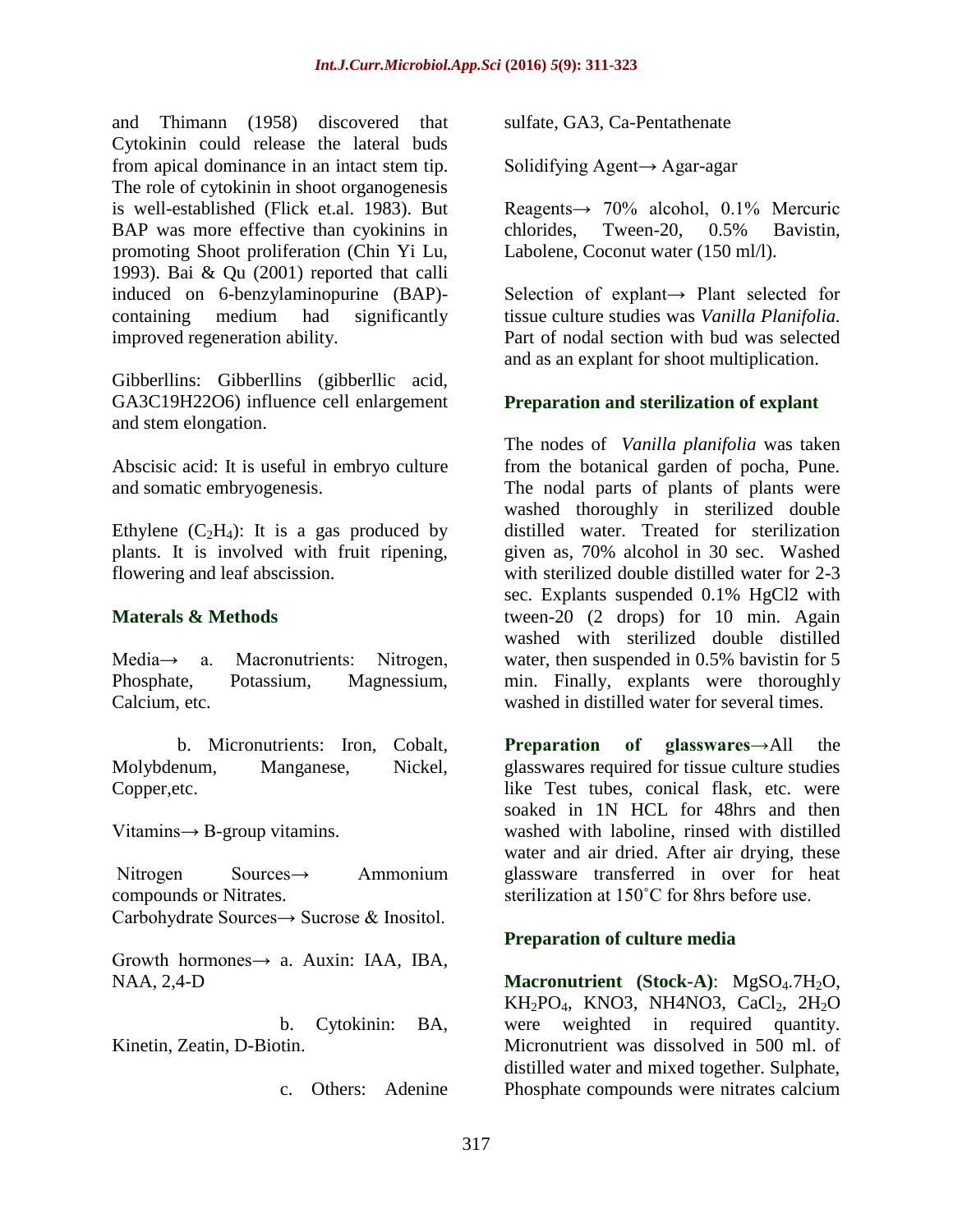and Thimann (1958) discovered that Cytokinin could release the lateral buds from apical dominance in an intact stem tip. The role of cytokinin in shoot organogenesis is well-established (Flick et.al. 1983). But BAP was more effective than cyokinins in promoting Shoot proliferation (Chin Yi Lu, 1993). Bai & Qu (2001) reported that calli induced on 6-benzylaminopurine (BAP)-containing medium had significantly improved regeneration ability.

Gibberllins: Gibberllins (gibberllic acid, GA3C19H22O6) influence cell enlargement and stem elongation.

Abscisic acid: It is useful in embryo culture and somatic embryogenesis.

Ethylene ($C_2H_4$): It is a gas produced by plants. It is involved with fruit ripening, flowering and leaf abscission.

## Materals & Methods

Media→ a. Macronutrients: Nitrogen, Phosphate, Potassium, Magnessium, Calcium, etc.

b. Micronutrients: Iron, Cobalt, Molybdenum, Manganese, Nickel, Copper,etc.

Vitamins→ B-group vitamins.

Nitrogen Sources→ Ammonium compounds or Nitrates.

Carbohydrate Sources→ Sucrose & Inositol.

Growth hormones→ a. Auxin: IAA, IBA, NAA, 2,4-D

b. Cytokinin: BA, Kinetin, Zeatin, D-Biotin.

c. Others: Adenine sulfate, GA3, Ca-Pentathenate

Solidifying Agent→ Agar-agar

Reagents→ 70% alcohol, 0.1% Mercuric chlorides, Tween-20, 0.5% Bavistin, Labolene, Coconut water (150 ml/l).

Selection of explant→ Plant selected for tissue culture studies was *Vanilla Planifolia.* Part of nodal section with bud was selected and as an explant for shoot multiplication.

### Preparation and sterilization of explant

The nodes of *Vanilla planifolia* was taken from the botanical garden of pocha, Pune. The nodal parts of plants were washed thoroughly in sterilized double distilled water. Treated for sterilization given as, 70% alcohol in 30 sec. Washed with sterilized double distilled water for 2-3 sec. Explants suspended 0.1% HgCl2 with tween-20 (2 drops) for 10 min. Again washed with sterilized double distilled water, then suspended in 0.5% bavistin for 5 min. Finally, explants were thoroughly washed in distilled water for several times.

**Preparation of glasswares→**All the glasswares required for tissue culture studies like Test tubes, conical flask, etc. were soaked in 1N HCL for 48hrs and then washed with laboline, rinsed with distilled water and air dried. After air drying, these glassware transferred in over for heat sterilization at 150˚C for 8hrs before use.

### Preparation of culture media

**Macronutrient (Stock-A)**: $MgSO_4.7H_2O$, $KH_2PO_4$, KNO3, NH4NO3, $CaCl_2$, $2H_2O$ were weighted in required quantity. Micronutrient was dissolved in 500 ml. of distilled water and mixed together. Sulphate, Phosphate compounds were nitrates calcium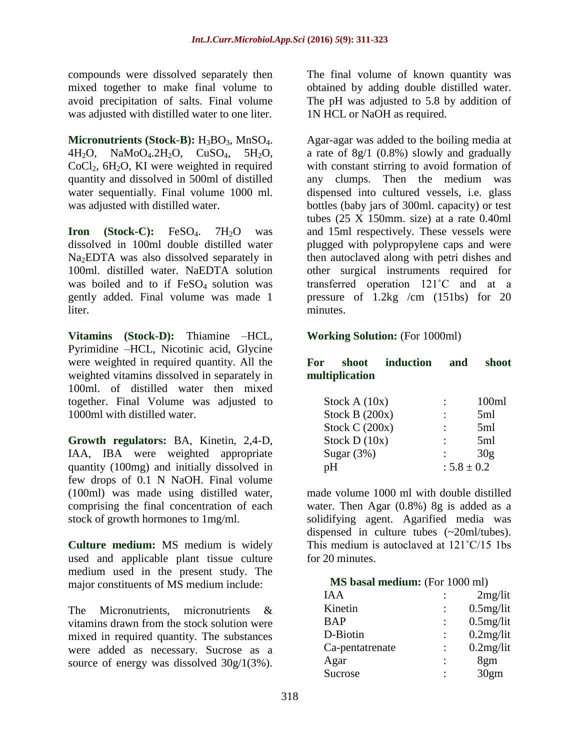compounds were dissolved separately then mixed together to make final volume to avoid precipitation of salts. Final volume was adjusted with distilled water to one liter.

**Micronutrients (Stock-B):** $H_3BO_3$, $MnSO_4$. $4H_2O$, $NaMoO_4.2H_2O$, $CuSO_4$, $5H_2O$, $CoCl_2$, $6H_2O$, KI were weighted in required quantity and dissolved in 500ml of distilled water sequentially. Final volume 1000 ml. was adjusted with distilled water.

**Iron (Stock-C):** $FeSO_4$. $7H_2O$ was dissolved in 100ml double distilled water $Na_2EDTA$ was also dissolved separately in 100ml. distilled water. NaEDTA solution was boiled and to if $FeSO_4$ solution was gently added. Final volume was made 1 liter.

**Vitamins (Stock-D):** Thiamine –HCL, Pyrimidine –HCL, Nicotinic acid, Glycine were weighted in required quantity. All the weighted vitamins dissolved in separately in 100ml. of distilled water then mixed together. Final Volume was adjusted to 1000ml with distilled water.

**Growth regulators:** BA, Kinetin, 2,4-D, IAA, IBA were weighted appropriate quantity (100mg) and initially dissolved in few drops of 0.1 N NaOH. Final volume (100ml) was made using distilled water, comprising the final concentration of each stock of growth hormones to 1mg/ml.

**Culture medium:** MS medium is widely used and applicable plant tissue culture medium used in the present study. The major constituents of MS medium include:

The Micronutrients, micronutrients & vitamins drawn from the stock solution were mixed in required quantity. The substances were added as necessary. Sucrose as a source of energy was dissolved 30g/1(3%). The final volume of known quantity was obtained by adding double distilled water. The pH was adjusted to 5.8 by addition of 1N HCL or NaOH as required.

Agar-agar was added to the boiling media at a rate of 8g/1 (0.8%) slowly and gradually with constant stirring to avoid formation of any clumps. Then the medium was dispensed into cultured vessels, i.e. glass bottles (baby jars of 300ml. capacity) or test tubes (25 X 150mm. size) at a rate 0.40ml and 15ml respectively. These vessels were plugged with polypropylene caps and were then autoclaved along with petri dishes and other surgical instruments required for transferred operation 121˚C and at a pressure of 1.2kg /cm (151bs) for 20 minutes.

**Working Solution:** (For 1000ml)

**For shoot induction and shoot multiplication**

| | | |
|---|---|---|
| Stock A (10x) | : | 100ml |
| Stock B (200x) | : | 5ml |
| Stock C (200x) | : | 5ml |
| Stock D (10x) | : | 5ml |
| Sugar (3%) | : | 30g |
| pH | : | 5.8 ± 0.2 |

made volume 1000 ml with double distilled water. Then Agar (0.8%) 8g is added as a solidifying agent. Agarified media was dispensed in culture tubes (~20ml/tubes). This medium is autoclaved at 121˚C/15 1bs for 20 minutes.

**MS basal medium:** (For 1000 ml)

| | | |
|---|---|---|
| IAA | : | 2mg/lit |
| Kinetin | : | 0.5mg/lit |
| BAP | : | 0.5mg/lit |
| D-Biotin | : | 0.2mg/lit |
| Ca-pentatrenate | : | 0.2mg/lit |
| Agar | : | 8gm |
| Sucrose | : | 30gm |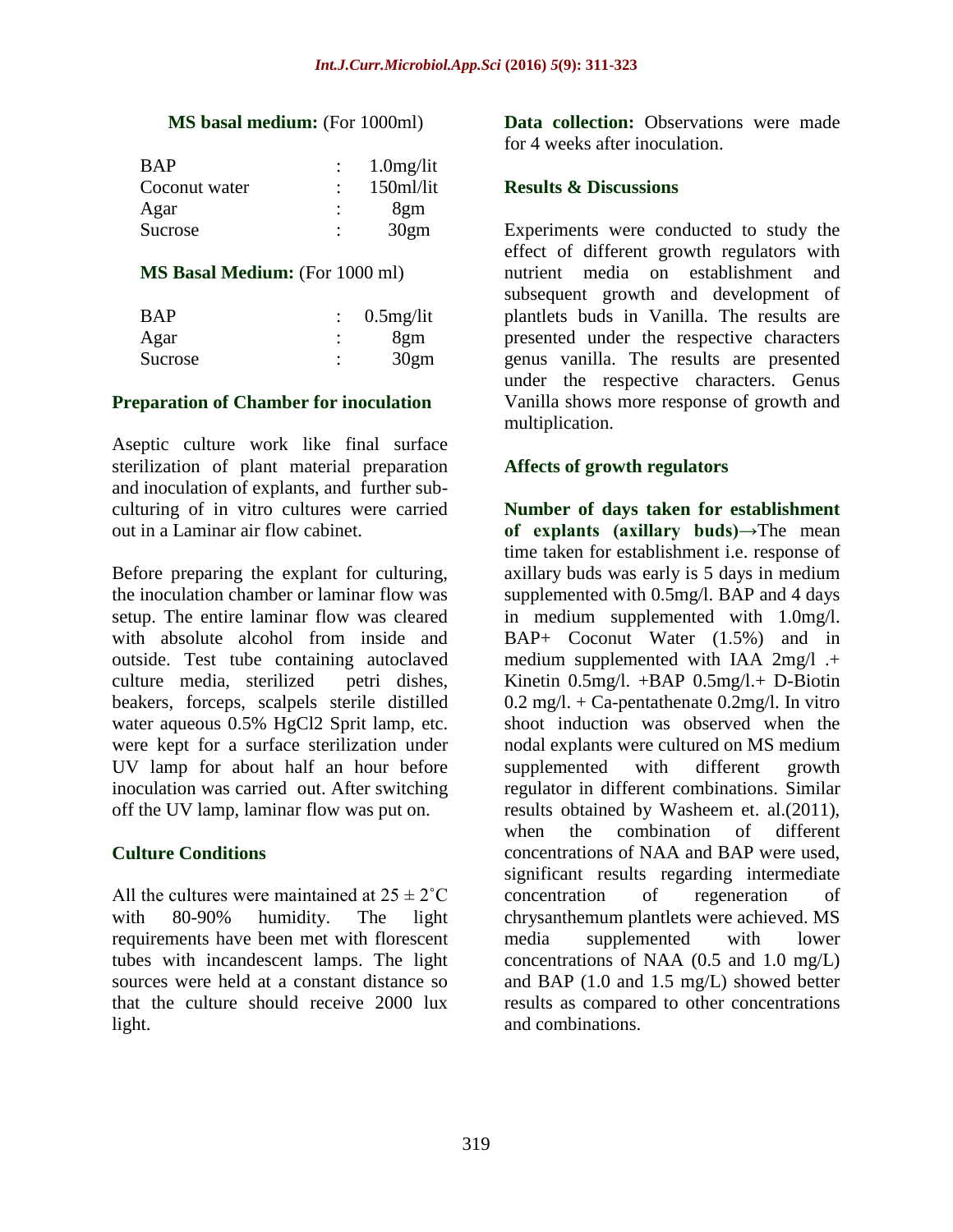**MS basal medium:** (For 1000ml)

| | | |
|---|---|---|
| BAP | : | 1.0mg/lit |
| Coconut water | : | 150ml/lit |
| Agar | : | 8gm |
| Sucrose | : | 30gm |

**MS Basal Medium:** (For 1000 ml)

| | | |
|---|---|---|
| BAP | : | 0.5mg/lit |
| Agar | : | 8gm |
| Sucrose | : | 30gm |

### Preparation of Chamber for inoculation

Aseptic culture work like final surface sterilization of plant material preparation and inoculation of explants, and further sub-culturing of in vitro cultures were carried out in a Laminar air flow cabinet.

Before preparing the explant for culturing, the inoculation chamber or laminar flow was setup. The entire laminar flow was cleared with absolute alcohol from inside and outside. Test tube containing autoclaved culture media, sterilized petri dishes, beakers, forceps, scalpels sterile distilled water aqueous 0.5% $HgCl_2$ Sprit lamp, etc. were kept for a surface sterilization under UV lamp for about half an hour before inoculation was carried out. After switching off the UV lamp, laminar flow was put on.

### Culture Conditions

All the cultures were maintained at $25 \pm 2^{\circ}C$ with 80-90% humidity. The light requirements have been met with florescent tubes with incandescent lamps. The light sources were held at a constant distance so that the culture should receive 2000 lux light.

**Data collection:** Observations were made for 4 weeks after inoculation.

## Results & Discussions

Experiments were conducted to study the effect of different growth regulators with nutrient media on establishment and subsequent growth and development of plantlets buds in Vanilla. The results are presented under the respective characters genus vanilla. The results are presented under the respective characters. Genus Vanilla shows more response of growth and multiplication.

### Affects of growth regulators

**Number of days taken for establishment of explants (axillary buds)**→The mean time taken for establishment i.e. response of axillary buds was early is 5 days in medium supplemented with 0.5mg/l. BAP and 4 days in medium supplemented with 1.0mg/l. BAP+ Coconut Water (1.5%) and in medium supplemented with IAA 2mg/l .+ Kinetin 0.5mg/l. +BAP 0.5mg/l.+ D-Biotin 0.2 mg/l. + Ca-pentathenate 0.2mg/l. In vitro shoot induction was observed when the nodal explants were cultured on MS medium supplemented with different growth regulator in different combinations. Similar results obtained by Washeem et. al.(2011), when the combination of different concentrations of NAA and BAP were used, significant results regarding intermediate concentration of regeneration of chrysanthemum plantlets were achieved. MS media supplemented with lower concentrations of NAA (0.5 and 1.0 mg/L) and BAP (1.0 and 1.5 mg/L) showed better results as compared to other concentrations and combinations.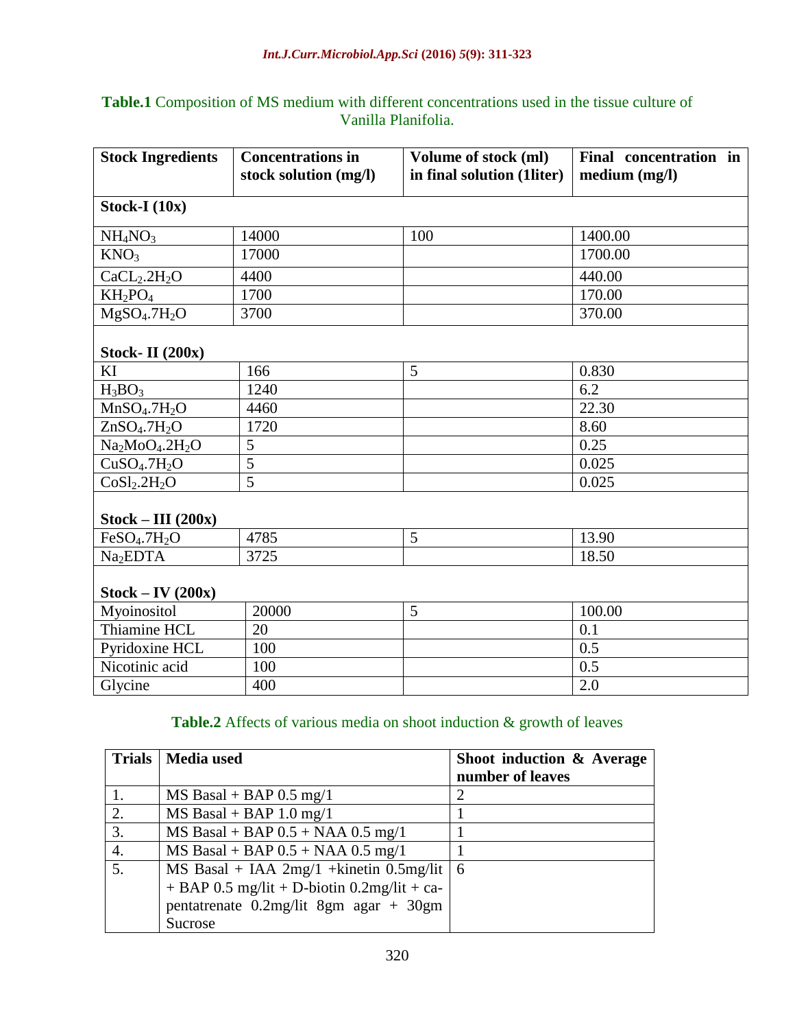**Table.1** Composition of MS medium with different concentrations used in the tissue culture of Vanilla Planifolia.

| Stock Ingredients | Concentrations in stock solution (mg/l) | Volume of stock (ml) in final solution (1liter) | Final concentration in medium (mg/l) |
|---|---|---|---|
| **Stock-I (10x)** | | | |
| $NH_4NO_3$ | 14000 | 100 | 1400.00 |
| $KNO_3$ | 17000 | | 1700.00 |
| $CaCL_2.2H_2O$ | 4400 | | 440.00 |
| $KH_2PO_4$ | 1700 | | 170.00 |
| $MgSO_4.7H_2O$ | 3700 | | 370.00 |
| **Stock- II (200x)** | | | |
| KI | 166 | 5 | 0.830 |
| $H_3BO_3$ | 1240 | | 6.2 |
| $MnSO_4.7H_2O$ | 4460 | | 22.30 |
| $ZnSO_4.7H_2O$ | 1720 | | 8.60 |
| $Na_2MoO_4.2H_2O$ | 5 | | 0.25 |
| $CuSO_4.7H_2O$ | 5 | | 0.025 |
| $CoSl_2.2H_2O$ | 5 | | 0.025 |
| **Stock – III (200x)** | | | |
| $FeSO_4.7H_2O$ | 4785 | 5 | 13.90 |
| $Na_2EDTA$ | 3725 | | 18.50 |
| **Stock – IV (200x)** | | | |
| Myoinositol | 20000 | 5 | 100.00 |
| Thiamine HCL | 20 | | 0.1 |
| Pyridoxine HCL | 100 | | 0.5 |
| Nicotinic acid | 100 | | 0.5 |
| Glycine | 400 | | 2.0 |

**Table.2** Affects of various media on shoot induction & growth of leaves

| Trials | Media used | Shoot induction & Average number of leaves |
|---|---|---|
| 1. | MS Basal + BAP 0.5 mg/1 | 2 |
| 2. | MS Basal + BAP 1.0 mg/1 | 1 |
| 3. | MS Basal + BAP 0.5 + NAA 0.5 mg/1 | 1 |
| 4. | MS Basal + BAP 0.5 + NAA 0.5 mg/1 | 1 |
| 5. | MS Basal + IAA 2mg/1 +kinetin 0.5mg/lit + BAP 0.5 mg/lit + D-biotin 0.2mg/lit + ca-pentatrenate 0.2mg/lit 8gm agar + 30gm Sucrose | 6 |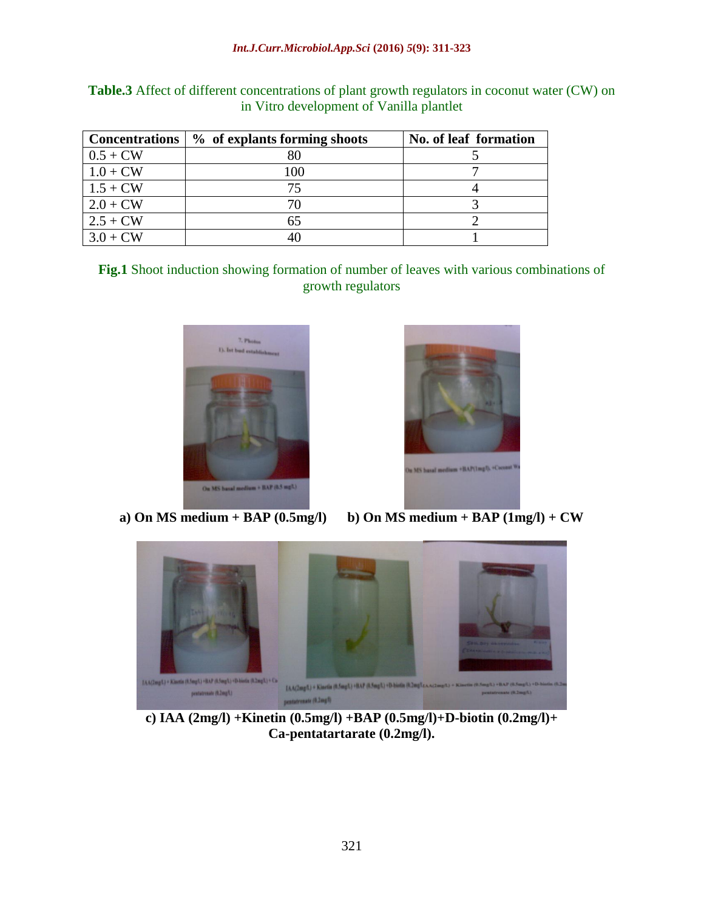**Table.3** Affect of different concentrations of plant growth regulators in coconut water (CW) on in Vitro development of Vanilla plantlet

| Concentrations | % of explants forming shoots | No. of leaf formation |
|---|---|---|
| 0.5 + CW | 80 | 5 |
| 1.0 + CW | 100 | 7 |
| 1.5 + CW | 75 | 4 |
| 2.0 + CW | 70 | 3 |
| 2.5 + CW | 65 | 2 |
| 3.0 + CW | 40 | 1 |

**Fig.1** Shoot induction showing formation of number of leaves with various combinations of growth regulators

**a) On MS medium + BAP (0.5mg/l)** **b) On MS medium + BAP (1mg/l) + CW**

**c) IAA (2mg/l) +Kinetin (0.5mg/l) +BAP (0.5mg/l)+D-biotin (0.2mg/l)+ Ca-pentatartarate (0.2mg/l).**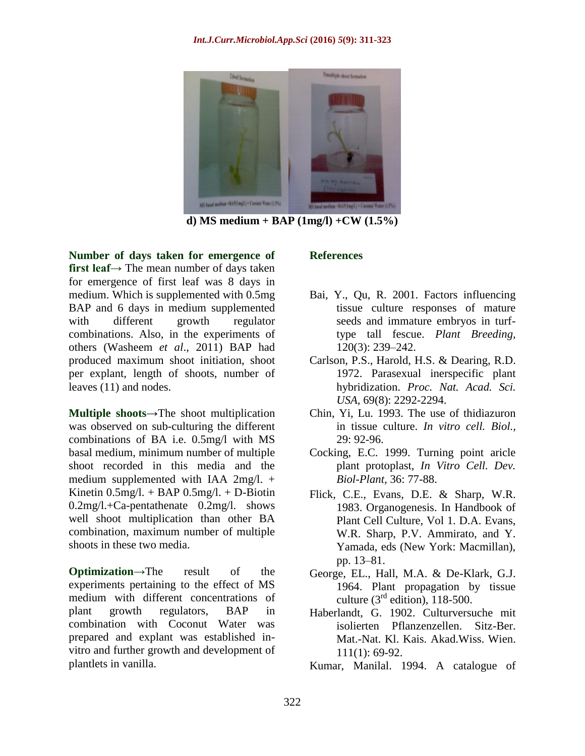d) MS medium + BAP (1mg/l) +CW (1.5%)

**Number of days taken for emergence of first leaf**→ The mean number of days taken for emergence of first leaf was 8 days in medium. Which is supplemented with 0.5mg BAP and 6 days in medium supplemented with different growth regulator combinations. Also, in the experiments of others (Washeem *et al*., 2011) BAP had produced maximum shoot initiation, shoot per explant, length of shoots, number of leaves (11) and nodes.

**Multiple shoots**→The shoot multiplication was observed on sub-culturing the different combinations of BA i.e. 0.5mg/l with MS basal medium, minimum number of multiple shoot recorded in this media and the medium supplemented with IAA 2mg/l. + Kinetin 0.5mg/l. + BAP 0.5mg/l. + D-Biotin 0.2mg/l.+Ca-pentathenate 0.2mg/l. shows well shoot multiplication than other BA combination, maximum number of multiple shoots in these two media.

**Optimization**→The result of the experiments pertaining to the effect of MS medium with different concentrations of plant growth regulators, BAP in combination with Coconut Water was prepared and explant was established in-vitro and further growth and development of plantlets in vanilla.

## References

Bai, Y., Qu, R. 2001. Factors influencing tissue culture responses of mature seeds and immature embryos in turf-type tall fescue. *Plant Breeding*, 120(3): 239–242.

Carlson, P.S., Harold, H.S. & Dearing, R.D. 1972. Parasexual inerspecific plant hybridization. *Proc. Nat. Acad. Sci. USA*, 69(8): 2292-2294.

Chin, Yi, Lu. 1993. The use of thidiazuron in tissue culture. *In vitro cell. Biol.,* 29: 92-96.

Cocking, E.C. 1999. Turning point aricle plant protoplast, *In Vitro Cell. Dev. Biol-Plant,* 36: 77-88.

Flick, C.E., Evans, D.E. & Sharp, W.R. 1983. Organogenesis. In Handbook of Plant Cell Culture, Vol 1. D.A. Evans, W.R. Sharp, P.V. Ammirato, and Y. Yamada, eds (New York: Macmillan), pp. 13–81.

George, EL., Hall, M.A. & De-Klark, G.J. 1964. Plant propagation by tissue culture (3rd edition), 118-500.

Haberlandt, G. 1902. Culturversuche mit isolierten Pflanzenzellen. Sitz-Ber. Mat.-Nat. Kl. Kais. Akad.Wiss. Wien. 111(1): 69-92.

Kumar, Manilal. 1994. A catalogue of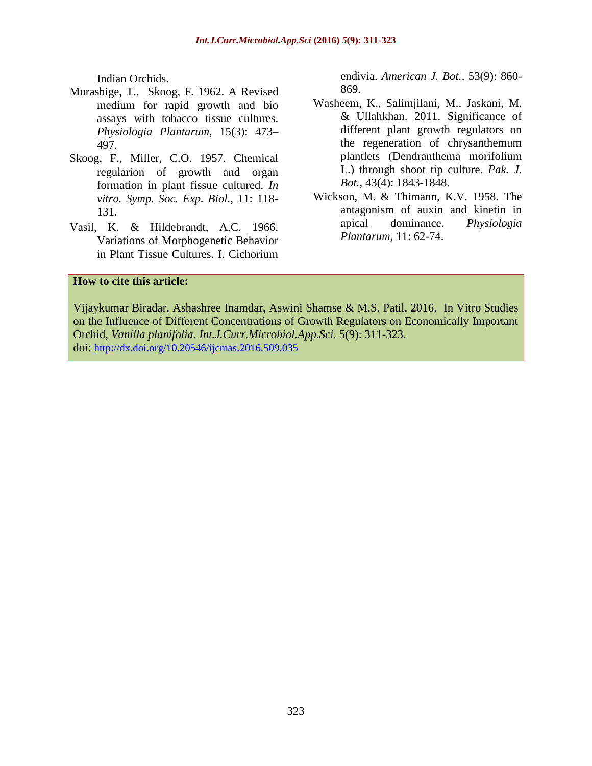Indian Orchids.

Murashige, T., Skoog, F. 1962. A Revised medium for rapid growth and bio assays with tobacco tissue cultures. *Physiologia Plantarum,* 15(3): 473–497.

Skoog, F., Miller, C.O. 1957. Chemical regularion of growth and organ formation in plant fissue cultured. *In vitro. Symp. Soc. Exp. Biol.,* 11: 118-131.

Vasil, K. & Hildebrandt, A.C. 1966. Variations of Morphogenetic Behavior in Plant Tissue Cultures. I. Cichorium endivia. *American J. Bot.,* 53(9): 860-869.

Washeem, K., Salimjilani, M., Jaskani, M. & Ullahkhan. 2011. Significance of different plant growth regulators on the regeneration of chrysanthemum plantlets (Dendranthema morifolium L.) through shoot tip culture. *Pak. J. Bot.,* 43(4): 1843-1848.

Wickson, M. & Thimann, K.V. 1958. The antagonism of auxin and kinetin in apical dominance. *Physiologia Plantarum*, 11: 62-74.

**How to cite this article:**

Vijaykumar Biradar, Ashashree Inamdar, Aswini Shamse & M.S. Patil. 2016. In Vitro Studies on the Influence of Different Concentrations of Growth Regulators on Economically Important Orchid, *Vanilla planifolia. Int.J.Curr.Microbiol.App.Sci.* 5(9): 311-323.
doi: http://dx.doi.org/10.20546/ijcmas.2016.509.035